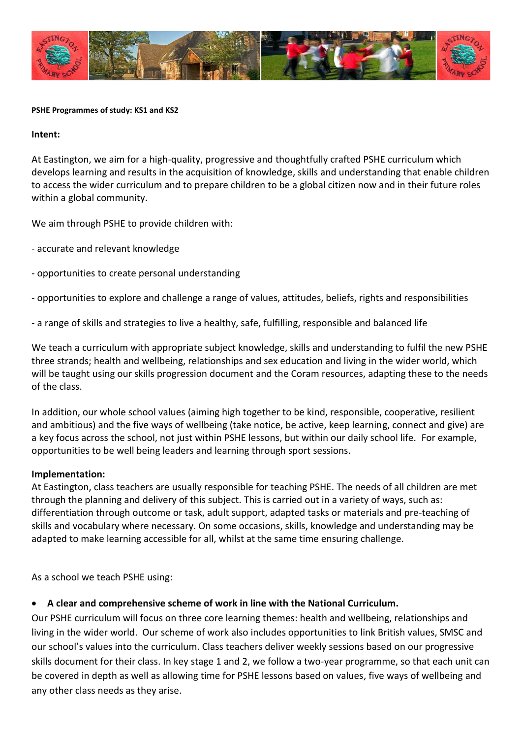**PSHE Programmes of study: KS1 and KS2**

**Intent:**

At Eastington, we aim for a high-quality, progressive and thoughtfully crafted PSHE curriculum which develops learning and results in the acquisition of knowledge, skills and understanding that enable children to access the wider curriculum and to prepare children to be a global citizen now and in their future roles within a global community.

We aim through PSHE to provide children with:

- accurate and relevant knowledge
- opportunities to create personal understanding
- opportunities to explore and challenge a range of values, attitudes, beliefs, rights and responsibilities
- a range of skills and strategies to live a healthy, safe, fulfilling, responsible and balanced life

We teach a curriculum with appropriate subject knowledge, skills and understanding to fulfil the new PSHE three strands; health and wellbeing, relationships and sex education and living in the wider world, which will be taught using our skills progression document and the Coram resources, adapting these to the needs of the class.

In addition, our whole school values (aiming high together to be kind, responsible, cooperative, resilient and ambitious) and the five ways of wellbeing (take notice, be active, keep learning, connect and give) are a key focus across the school, not just within PSHE lessons, but within our daily school life. For example, opportunities to be well being leaders and learning through sport sessions.

**Implementation:**

At Eastington, class teachers are usually responsible for teaching PSHE. The needs of all children are met through the planning and delivery of this subject. This is carried out in a variety of ways, such as: differentiation through outcome or task, adult support, adapted tasks or materials and pre-teaching of skills and vocabulary where necessary. On some occasions, skills, knowledge and understanding may be adapted to make learning accessible for all, whilst at the same time ensuring challenge.

As a school we teach PSHE using:

- **A clear and comprehensive scheme of work in line with the National Curriculum.**

Our PSHE curriculum will focus on three core learning themes: health and wellbeing, relationships and living in the wider world. Our scheme of work also includes opportunities to link British values, SMSC and our school's values into the curriculum. Class teachers deliver weekly sessions based on our progressive skills document for their class. In key stage 1 and 2, we follow a two-year programme, so that each unit can be covered in depth as well as allowing time for PSHE lessons based on values, five ways of wellbeing and any other class needs as they arise.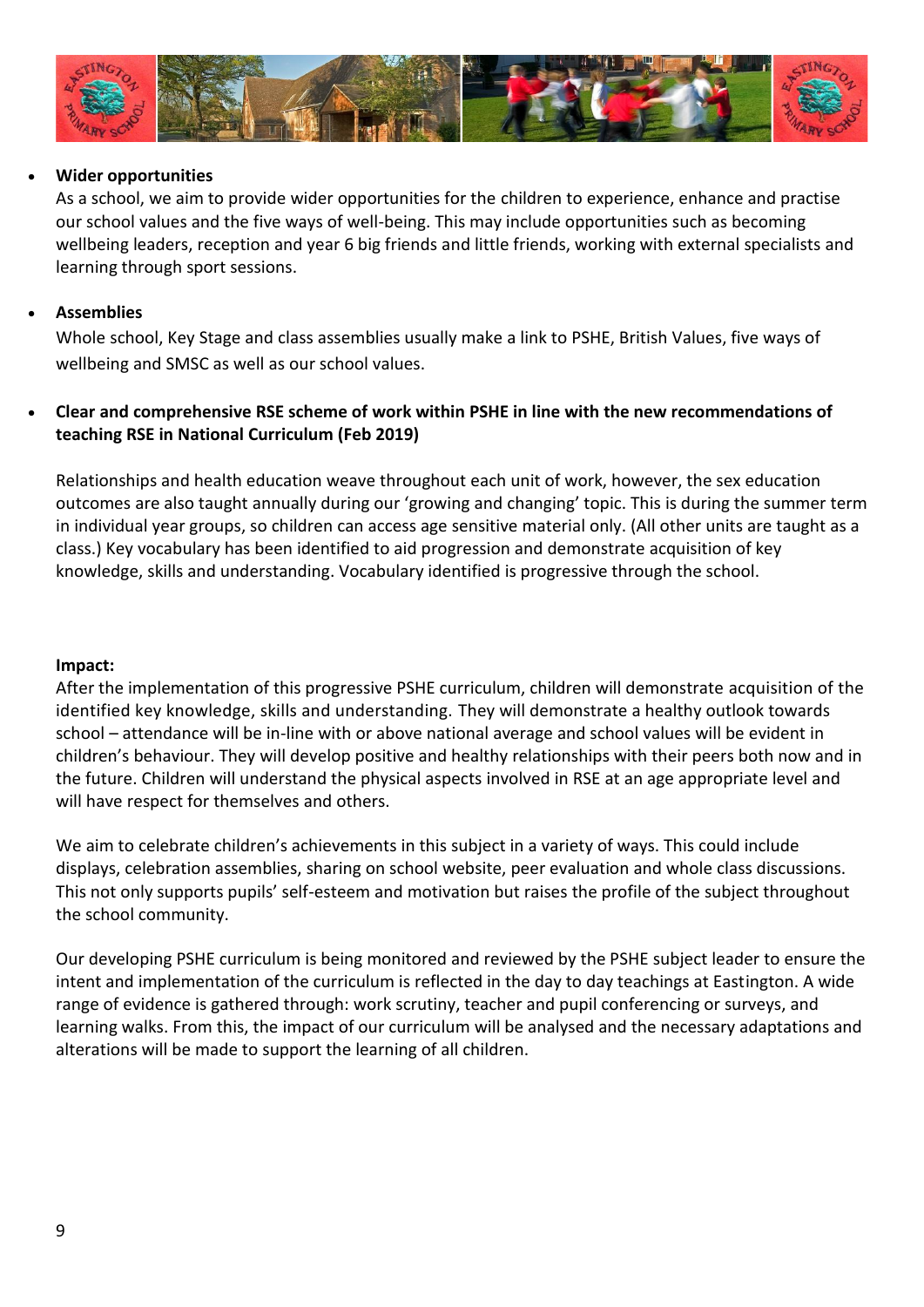- **Wider opportunities**
  As a school, we aim to provide wider opportunities for the children to experience, enhance and practise our school values and the five ways of well-being. This may include opportunities such as becoming wellbeing leaders, reception and year 6 big friends and little friends, working with external specialists and learning through sport sessions.

- **Assemblies**
  Whole school, Key Stage and class assemblies usually make a link to PSHE, British Values, five ways of wellbeing and SMSC as well as our school values.

- **Clear and comprehensive RSE scheme of work within PSHE in line with the new recommendations of teaching RSE in National Curriculum (Feb 2019)**

  Relationships and health education weave throughout each unit of work, however, the sex education outcomes are also taught annually during our 'growing and changing' topic. This is during the summer term in individual year groups, so children can access age sensitive material only. (All other units are taught as a class.) Key vocabulary has been identified to aid progression and demonstrate acquisition of key knowledge, skills and understanding. Vocabulary identified is progressive through the school.

**Impact:**
After the implementation of this progressive PSHE curriculum, children will demonstrate acquisition of the identified key knowledge, skills and understanding. They will demonstrate a healthy outlook towards school – attendance will be in-line with or above national average and school values will be evident in children's behaviour. They will develop positive and healthy relationships with their peers both now and in the future. Children will understand the physical aspects involved in RSE at an age appropriate level and will have respect for themselves and others.

We aim to celebrate children's achievements in this subject in a variety of ways. This could include displays, celebration assemblies, sharing on school website, peer evaluation and whole class discussions. This not only supports pupils' self-esteem and motivation but raises the profile of the subject throughout the school community.

Our developing PSHE curriculum is being monitored and reviewed by the PSHE subject leader to ensure the intent and implementation of the curriculum is reflected in the day to day teachings at Eastington. A wide range of evidence is gathered through: work scrutiny, teacher and pupil conferencing or surveys, and learning walks. From this, the impact of our curriculum will be analysed and the necessary adaptations and alterations will be made to support the learning of all children.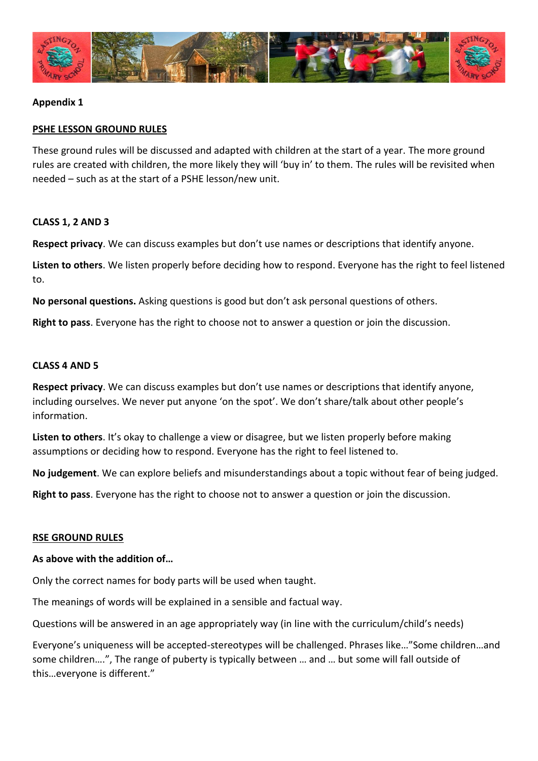**Appendix 1**

**PSHE LESSON GROUND RULES**

These ground rules will be discussed and adapted with children at the start of a year. The more ground rules are created with children, the more likely they will 'buy in' to them. The rules will be revisited when needed – such as at the start of a PSHE lesson/new unit.

**CLASS 1, 2 AND 3**

**Respect privacy**. We can discuss examples but don't use names or descriptions that identify anyone.

**Listen to others**. We listen properly before deciding how to respond. Everyone has the right to feel listened to.

**No personal questions.** Asking questions is good but don't ask personal questions of others.

**Right to pass**. Everyone has the right to choose not to answer a question or join the discussion.

**CLASS 4 AND 5**

**Respect privacy**. We can discuss examples but don't use names or descriptions that identify anyone, including ourselves. We never put anyone 'on the spot'. We don't share/talk about other people's information.

**Listen to others**. It's okay to challenge a view or disagree, but we listen properly before making assumptions or deciding how to respond. Everyone has the right to feel listened to.

**No judgement**. We can explore beliefs and misunderstandings about a topic without fear of being judged.

**Right to pass**. Everyone has the right to choose not to answer a question or join the discussion.

**RSE GROUND RULES**

**As above with the addition of…**

Only the correct names for body parts will be used when taught.

The meanings of words will be explained in a sensible and factual way.

Questions will be answered in an age appropriately way (in line with the curriculum/child's needs)

Everyone's uniqueness will be accepted-stereotypes will be challenged. Phrases like…"Some children…and some children….", The range of puberty is typically between … and … but some will fall outside of this…everyone is different."